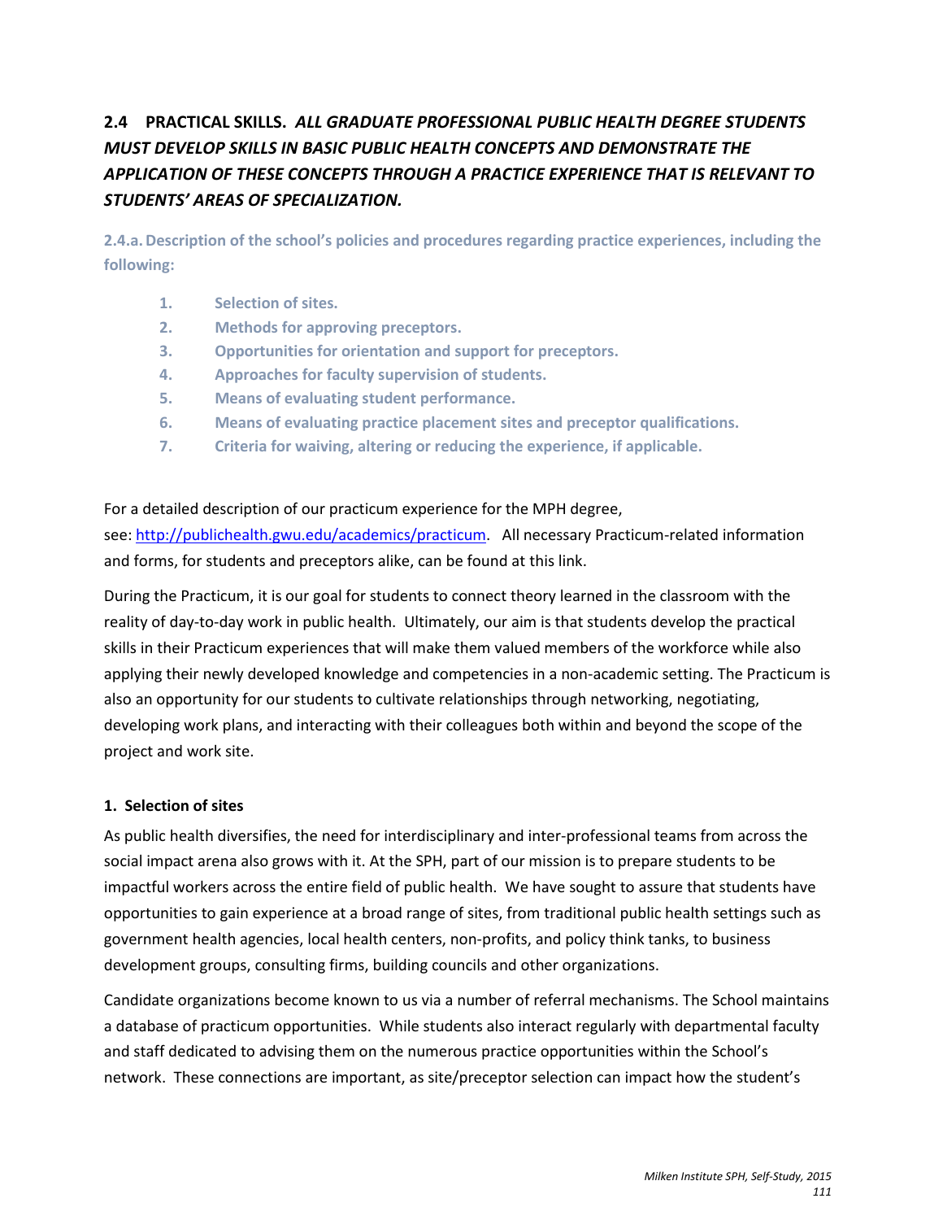## 2.4 PRACTICAL SKILLS. *ALL GRADUATE PROFESSIONAL PUBLIC HEALTH DEGREE STUDENTS MUST DEVELOP SKILLS IN BASIC PUBLIC HEALTH CONCEPTS AND DEMONSTRATE THE APPLICATION OF THESE CONCEPTS THROUGH A PRACTICE EXPERIENCE THAT IS RELEVANT TO STUDENTS' AREAS OF SPECIALIZATION.*

**2.4.a. Description of the school's policies and procedures regarding practice experiences, including the following:**

1. **Selection of sites.**
2. **Methods for approving preceptors.**
3. **Opportunities for orientation and support for preceptors.**
4. **Approaches for faculty supervision of students.**
5. **Means of evaluating student performance.**
6. **Means of evaluating practice placement sites and preceptor qualifications.**
7. **Criteria for waiving, altering or reducing the experience, if applicable.**

For a detailed description of our practicum experience for the MPH degree, see: [http://publichealth.gwu.edu/academics/practicum](http://publichealth.gwu.edu/academics/practicum). All necessary Practicum-related information and forms, for students and preceptors alike, can be found at this link.

During the Practicum, it is our goal for students to connect theory learned in the classroom with the reality of day-to-day work in public health. Ultimately, our aim is that students develop the practical skills in their Practicum experiences that will make them valued members of the workforce while also applying their newly developed knowledge and competencies in a non-academic setting. The Practicum is also an opportunity for our students to cultivate relationships through networking, negotiating, developing work plans, and interacting with their colleagues both within and beyond the scope of the project and work site.

### 1. Selection of sites

As public health diversifies, the need for interdisciplinary and inter-professional teams from across the social impact arena also grows with it. At the SPH, part of our mission is to prepare students to be impactful workers across the entire field of public health. We have sought to assure that students have opportunities to gain experience at a broad range of sites, from traditional public health settings such as government health agencies, local health centers, non-profits, and policy think tanks, to business development groups, consulting firms, building councils and other organizations.

Candidate organizations become known to us via a number of referral mechanisms. The School maintains a database of practicum opportunities. While students also interact regularly with departmental faculty and staff dedicated to advising them on the numerous practice opportunities within the School's network. These connections are important, as site/preceptor selection can impact how the student's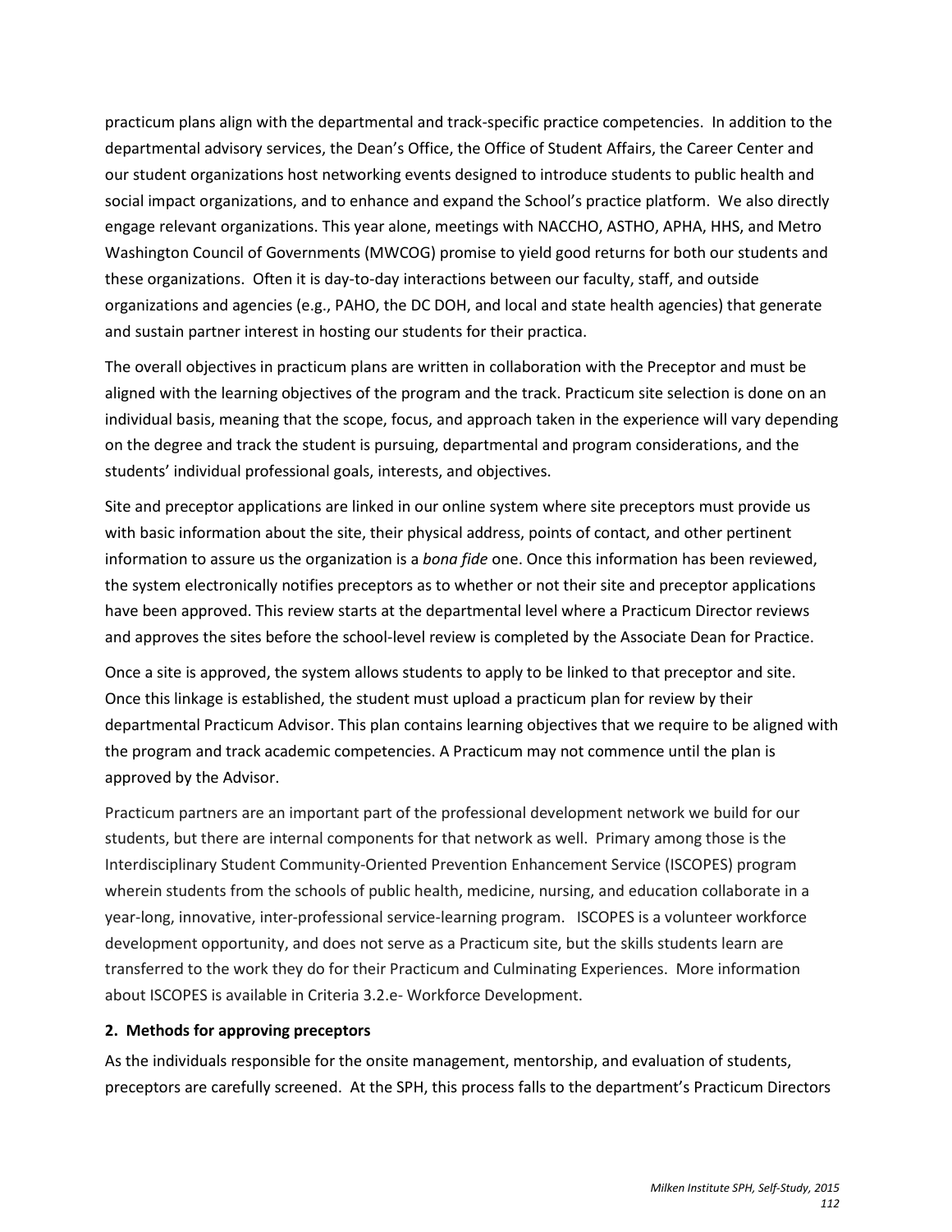practicum plans align with the departmental and track-specific practice competencies. In addition to the departmental advisory services, the Dean's Office, the Office of Student Affairs, the Career Center and our student organizations host networking events designed to introduce students to public health and social impact organizations, and to enhance and expand the School's practice platform. We also directly engage relevant organizations. This year alone, meetings with NACCHO, ASTHO, APHA, HHS, and Metro Washington Council of Governments (MWCOG) promise to yield good returns for both our students and these organizations. Often it is day-to-day interactions between our faculty, staff, and outside organizations and agencies (e.g., PAHO, the DC DOH, and local and state health agencies) that generate and sustain partner interest in hosting our students for their practica.

The overall objectives in practicum plans are written in collaboration with the Preceptor and must be aligned with the learning objectives of the program and the track. Practicum site selection is done on an individual basis, meaning that the scope, focus, and approach taken in the experience will vary depending on the degree and track the student is pursuing, departmental and program considerations, and the students' individual professional goals, interests, and objectives.

Site and preceptor applications are linked in our online system where site preceptors must provide us with basic information about the site, their physical address, points of contact, and other pertinent information to assure us the organization is a *bona fide* one. Once this information has been reviewed, the system electronically notifies preceptors as to whether or not their site and preceptor applications have been approved. This review starts at the departmental level where a Practicum Director reviews and approves the sites before the school-level review is completed by the Associate Dean for Practice.

Once a site is approved, the system allows students to apply to be linked to that preceptor and site. Once this linkage is established, the student must upload a practicum plan for review by their departmental Practicum Advisor. This plan contains learning objectives that we require to be aligned with the program and track academic competencies. A Practicum may not commence until the plan is approved by the Advisor.

Practicum partners are an important part of the professional development network we build for our students, but there are internal components for that network as well. Primary among those is the Interdisciplinary Student Community-Oriented Prevention Enhancement Service (ISCOPES) program wherein students from the schools of public health, medicine, nursing, and education collaborate in a year-long, innovative, inter-professional service-learning program. ISCOPES is a volunteer workforce development opportunity, and does not serve as a Practicum site, but the skills students learn are transferred to the work they do for their Practicum and Culminating Experiences. More information about ISCOPES is available in Criteria 3.2.e- Workforce Development.

**2. Methods for approving preceptors**

As the individuals responsible for the onsite management, mentorship, and evaluation of students, preceptors are carefully screened. At the SPH, this process falls to the department's Practicum Directors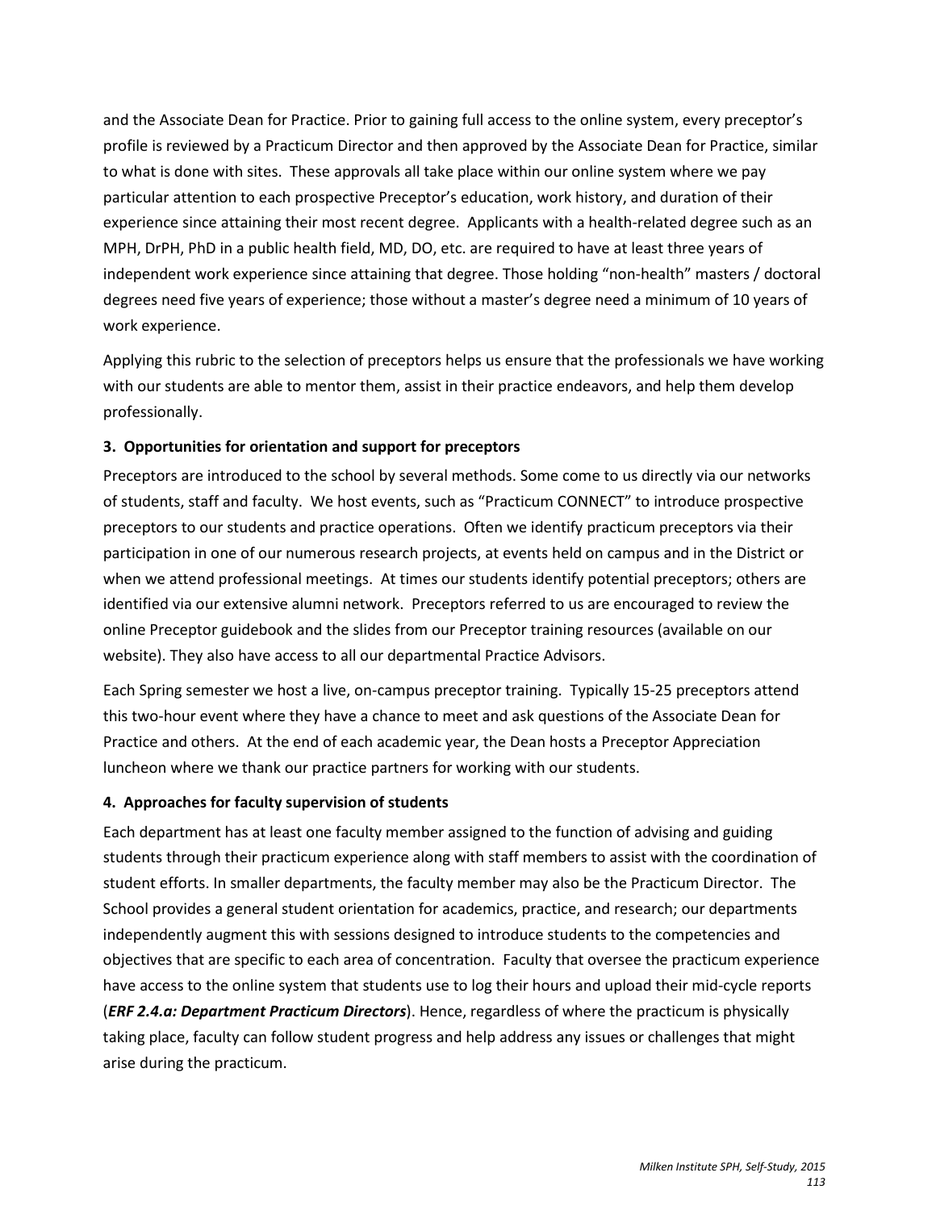and the Associate Dean for Practice. Prior to gaining full access to the online system, every preceptor's profile is reviewed by a Practicum Director and then approved by the Associate Dean for Practice, similar to what is done with sites. These approvals all take place within our online system where we pay particular attention to each prospective Preceptor's education, work history, and duration of their experience since attaining their most recent degree. Applicants with a health-related degree such as an MPH, DrPH, PhD in a public health field, MD, DO, etc. are required to have at least three years of independent work experience since attaining that degree. Those holding "non-health" masters / doctoral degrees need five years of experience; those without a master's degree need a minimum of 10 years of work experience.

Applying this rubric to the selection of preceptors helps us ensure that the professionals we have working with our students are able to mentor them, assist in their practice endeavors, and help them develop professionally.

**3. Opportunities for orientation and support for preceptors**

Preceptors are introduced to the school by several methods. Some come to us directly via our networks of students, staff and faculty. We host events, such as "Practicum CONNECT" to introduce prospective preceptors to our students and practice operations. Often we identify practicum preceptors via their participation in one of our numerous research projects, at events held on campus and in the District or when we attend professional meetings. At times our students identify potential preceptors; others are identified via our extensive alumni network. Preceptors referred to us are encouraged to review the online Preceptor guidebook and the slides from our Preceptor training resources (available on our website). They also have access to all our departmental Practice Advisors.

Each Spring semester we host a live, on-campus preceptor training. Typically 15-25 preceptors attend this two-hour event where they have a chance to meet and ask questions of the Associate Dean for Practice and others. At the end of each academic year, the Dean hosts a Preceptor Appreciation luncheon where we thank our practice partners for working with our students.

**4. Approaches for faculty supervision of students**

Each department has at least one faculty member assigned to the function of advising and guiding students through their practicum experience along with staff members to assist with the coordination of student efforts. In smaller departments, the faculty member may also be the Practicum Director. The School provides a general student orientation for academics, practice, and research; our departments independently augment this with sessions designed to introduce students to the competencies and objectives that are specific to each area of concentration. Faculty that oversee the practicum experience have access to the online system that students use to log their hours and upload their mid-cycle reports (***ERF 2.4.a: Department Practicum Directors***). Hence, regardless of where the practicum is physically taking place, faculty can follow student progress and help address any issues or challenges that might arise during the practicum.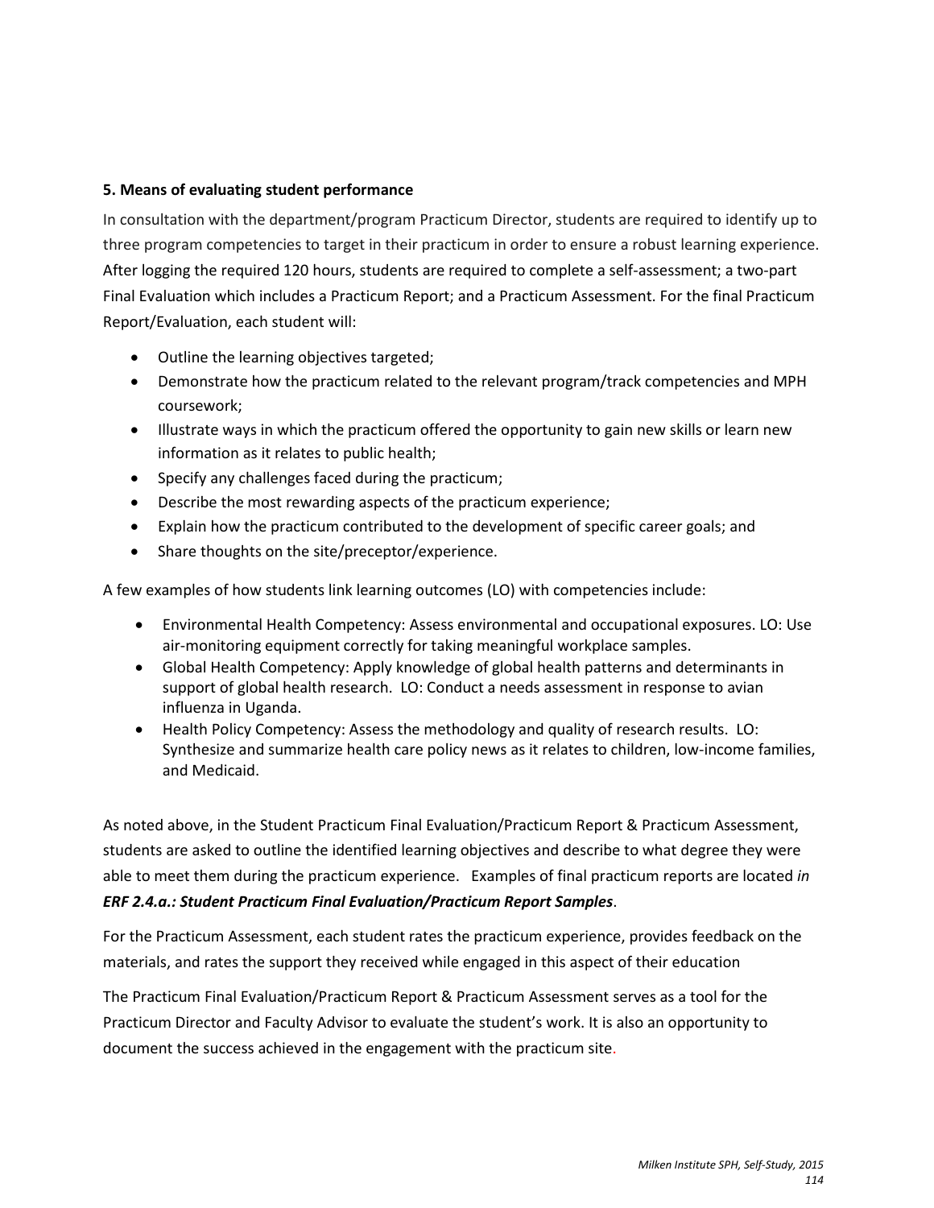**5. Means of evaluating student performance**

In consultation with the department/program Practicum Director, students are required to identify up to three program competencies to target in their practicum in order to ensure a robust learning experience. After logging the required 120 hours, students are required to complete a self-assessment; a two-part Final Evaluation which includes a Practicum Report; and a Practicum Assessment. For the final Practicum Report/Evaluation, each student will:

- Outline the learning objectives targeted;
- Demonstrate how the practicum related to the relevant program/track competencies and MPH coursework;
- Illustrate ways in which the practicum offered the opportunity to gain new skills or learn new information as it relates to public health;
- Specify any challenges faced during the practicum;
- Describe the most rewarding aspects of the practicum experience;
- Explain how the practicum contributed to the development of specific career goals; and
- Share thoughts on the site/preceptor/experience.

A few examples of how students link learning outcomes (LO) with competencies include:

- Environmental Health Competency: Assess environmental and occupational exposures. LO: Use air-monitoring equipment correctly for taking meaningful workplace samples.
- Global Health Competency: Apply knowledge of global health patterns and determinants in support of global health research. LO: Conduct a needs assessment in response to avian influenza in Uganda.
- Health Policy Competency: Assess the methodology and quality of research results. LO: Synthesize and summarize health care policy news as it relates to children, low-income families, and Medicaid.

As noted above, in the Student Practicum Final Evaluation/Practicum Report & Practicum Assessment, students are asked to outline the identified learning objectives and describe to what degree they were able to meet them during the practicum experience. Examples of final practicum reports are located *in **ERF 2.4.a.: Student Practicum Final Evaluation/Practicum Report Samples***.

For the Practicum Assessment, each student rates the practicum experience, provides feedback on the materials, and rates the support they received while engaged in this aspect of their education

The Practicum Final Evaluation/Practicum Report & Practicum Assessment serves as a tool for the Practicum Director and Faculty Advisor to evaluate the student's work. It is also an opportunity to document the success achieved in the engagement with the practicum site.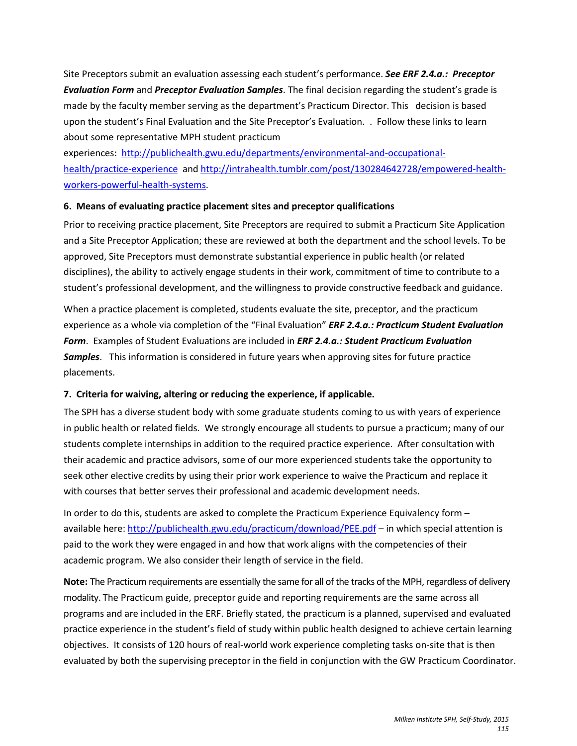Site Preceptors submit an evaluation assessing each student's performance. ***See ERF 2.4.a.: Preceptor Evaluation Form*** and ***Preceptor Evaluation Samples***. The final decision regarding the student's grade is made by the faculty member serving as the department's Practicum Director. This decision is based upon the student's Final Evaluation and the Site Preceptor's Evaluation. . Follow these links to learn about some representative MPH student practicum experiences: [http://publichealth.gwu.edu/departments/environmental-and-occupational-health/practice-experience](http://publichealth.gwu.edu/departments/environmental-and-occupational-health/practice-experience) and [http://intrahealth.tumblr.com/post/130284642728/empowered-health-workers-powerful-health-systems](http://intrahealth.tumblr.com/post/130284642728/empowered-health-workers-powerful-health-systems).

**6. Means of evaluating practice placement sites and preceptor qualifications**

Prior to receiving practice placement, Site Preceptors are required to submit a Practicum Site Application and a Site Preceptor Application; these are reviewed at both the department and the school levels. To be approved, Site Preceptors must demonstrate substantial experience in public health (or related disciplines), the ability to actively engage students in their work, commitment of time to contribute to a student's professional development, and the willingness to provide constructive feedback and guidance.

When a practice placement is completed, students evaluate the site, preceptor, and the practicum experience as a whole via completion of the "Final Evaluation" ***ERF 2.4.a.: Practicum Student Evaluation Form***. Examples of Student Evaluations are included in ***ERF 2.4.a.: Student Practicum Evaluation Samples***. This information is considered in future years when approving sites for future practice placements.

**7. Criteria for waiving, altering or reducing the experience, if applicable.**

The SPH has a diverse student body with some graduate students coming to us with years of experience in public health or related fields. We strongly encourage all students to pursue a practicum; many of our students complete internships in addition to the required practice experience. After consultation with their academic and practice advisors, some of our more experienced students take the opportunity to seek other elective credits by using their prior work experience to waive the Practicum and replace it with courses that better serves their professional and academic development needs.

In order to do this, students are asked to complete the Practicum Experience Equivalency form – available here: [http://publichealth.gwu.edu/practicum/download/PEE.pdf](http://publichealth.gwu.edu/practicum/download/PEE.pdf) – in which special attention is paid to the work they were engaged in and how that work aligns with the competencies of their academic program. We also consider their length of service in the field.

**Note:** The Practicum requirements are essentially the same for all of the tracks of the MPH, regardless of delivery modality. The Practicum guide, preceptor guide and reporting requirements are the same across all programs and are included in the ERF. Briefly stated, the practicum is a planned, supervised and evaluated practice experience in the student's field of study within public health designed to achieve certain learning objectives. It consists of 120 hours of real-world work experience completing tasks on-site that is then evaluated by both the supervising preceptor in the field in conjunction with the GW Practicum Coordinator.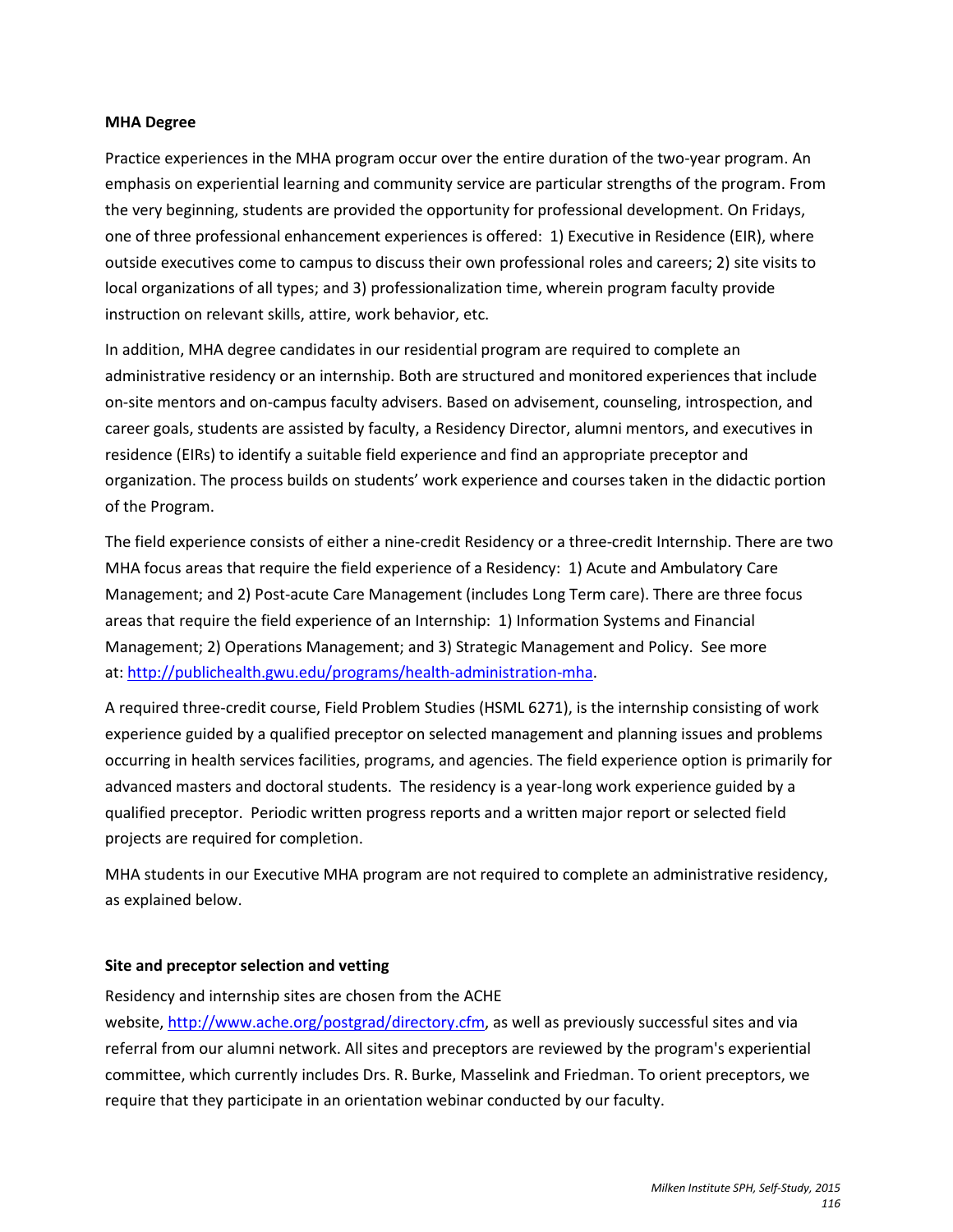**MHA Degree**

Practice experiences in the MHA program occur over the entire duration of the two-year program. An emphasis on experiential learning and community service are particular strengths of the program. From the very beginning, students are provided the opportunity for professional development. On Fridays, one of three professional enhancement experiences is offered: 1) Executive in Residence (EIR), where outside executives come to campus to discuss their own professional roles and careers; 2) site visits to local organizations of all types; and 3) professionalization time, wherein program faculty provide instruction on relevant skills, attire, work behavior, etc.

In addition, MHA degree candidates in our residential program are required to complete an administrative residency or an internship. Both are structured and monitored experiences that include on-site mentors and on-campus faculty advisers. Based on advisement, counseling, introspection, and career goals, students are assisted by faculty, a Residency Director, alumni mentors, and executives in residence (EIRs) to identify a suitable field experience and find an appropriate preceptor and organization. The process builds on students' work experience and courses taken in the didactic portion of the Program.

The field experience consists of either a nine-credit Residency or a three-credit Internship. There are two MHA focus areas that require the field experience of a Residency: 1) Acute and Ambulatory Care Management; and 2) Post-acute Care Management (includes Long Term care). There are three focus areas that require the field experience of an Internship: 1) Information Systems and Financial Management; 2) Operations Management; and 3) Strategic Management and Policy. See more at: http://publichealth.gwu.edu/programs/health-administration-mha.

A required three-credit course, Field Problem Studies (HSML 6271), is the internship consisting of work experience guided by a qualified preceptor on selected management and planning issues and problems occurring in health services facilities, programs, and agencies. The field experience option is primarily for advanced masters and doctoral students. The residency is a year-long work experience guided by a qualified preceptor. Periodic written progress reports and a written major report or selected field projects are required for completion.

MHA students in our Executive MHA program are not required to complete an administrative residency, as explained below.

**Site and preceptor selection and vetting**

Residency and internship sites are chosen from the ACHE website, http://www.ache.org/postgrad/directory.cfm, as well as previously successful sites and via referral from our alumni network. All sites and preceptors are reviewed by the program's experiential committee, which currently includes Drs. R. Burke, Masselink and Friedman. To orient preceptors, we require that they participate in an orientation webinar conducted by our faculty.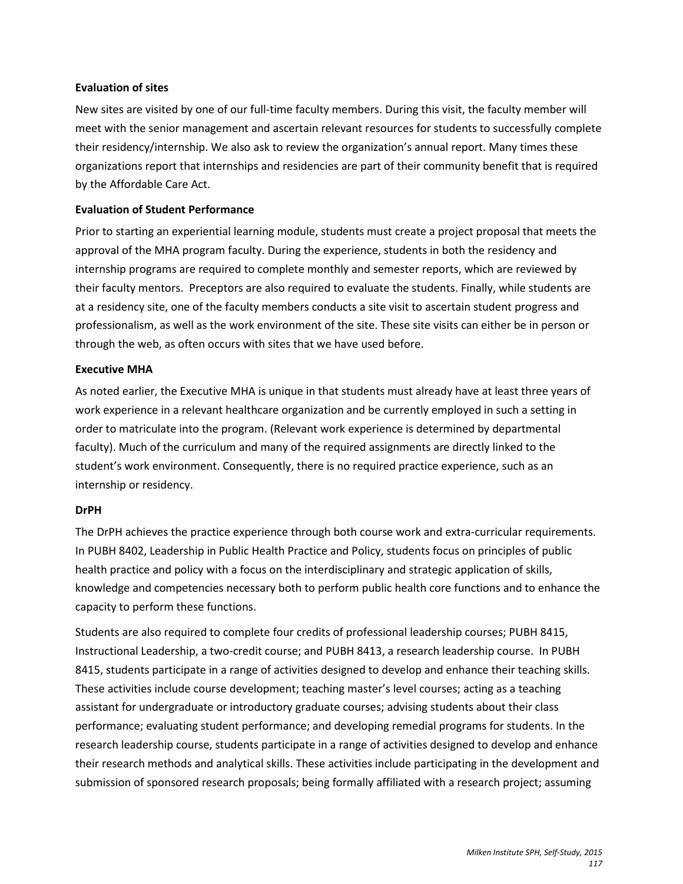**Evaluation of sites**

New sites are visited by one of our full-time faculty members. During this visit, the faculty member will meet with the senior management and ascertain relevant resources for students to successfully complete their residency/internship. We also ask to review the organization's annual report. Many times these organizations report that internships and residencies are part of their community benefit that is required by the Affordable Care Act.

**Evaluation of Student Performance**

Prior to starting an experiential learning module, students must create a project proposal that meets the approval of the MHA program faculty. During the experience, students in both the residency and internship programs are required to complete monthly and semester reports, which are reviewed by their faculty mentors. Preceptors are also required to evaluate the students. Finally, while students are at a residency site, one of the faculty members conducts a site visit to ascertain student progress and professionalism, as well as the work environment of the site. These site visits can either be in person or through the web, as often occurs with sites that we have used before.

**Executive MHA**

As noted earlier, the Executive MHA is unique in that students must already have at least three years of work experience in a relevant healthcare organization and be currently employed in such a setting in order to matriculate into the program. (Relevant work experience is determined by departmental faculty). Much of the curriculum and many of the required assignments are directly linked to the student's work environment. Consequently, there is no required practice experience, such as an internship or residency.

**DrPH**

The DrPH achieves the practice experience through both course work and extra-curricular requirements. In PUBH 8402, Leadership in Public Health Practice and Policy, students focus on principles of public health practice and policy with a focus on the interdisciplinary and strategic application of skills, knowledge and competencies necessary both to perform public health core functions and to enhance the capacity to perform these functions.

Students are also required to complete four credits of professional leadership courses; PUBH 8415, Instructional Leadership, a two-credit course; and PUBH 8413, a research leadership course. In PUBH 8415, students participate in a range of activities designed to develop and enhance their teaching skills. These activities include course development; teaching master's level courses; acting as a teaching assistant for undergraduate or introductory graduate courses; advising students about their class performance; evaluating student performance; and developing remedial programs for students. In the research leadership course, students participate in a range of activities designed to develop and enhance their research methods and analytical skills. These activities include participating in the development and submission of sponsored research proposals; being formally affiliated with a research project; assuming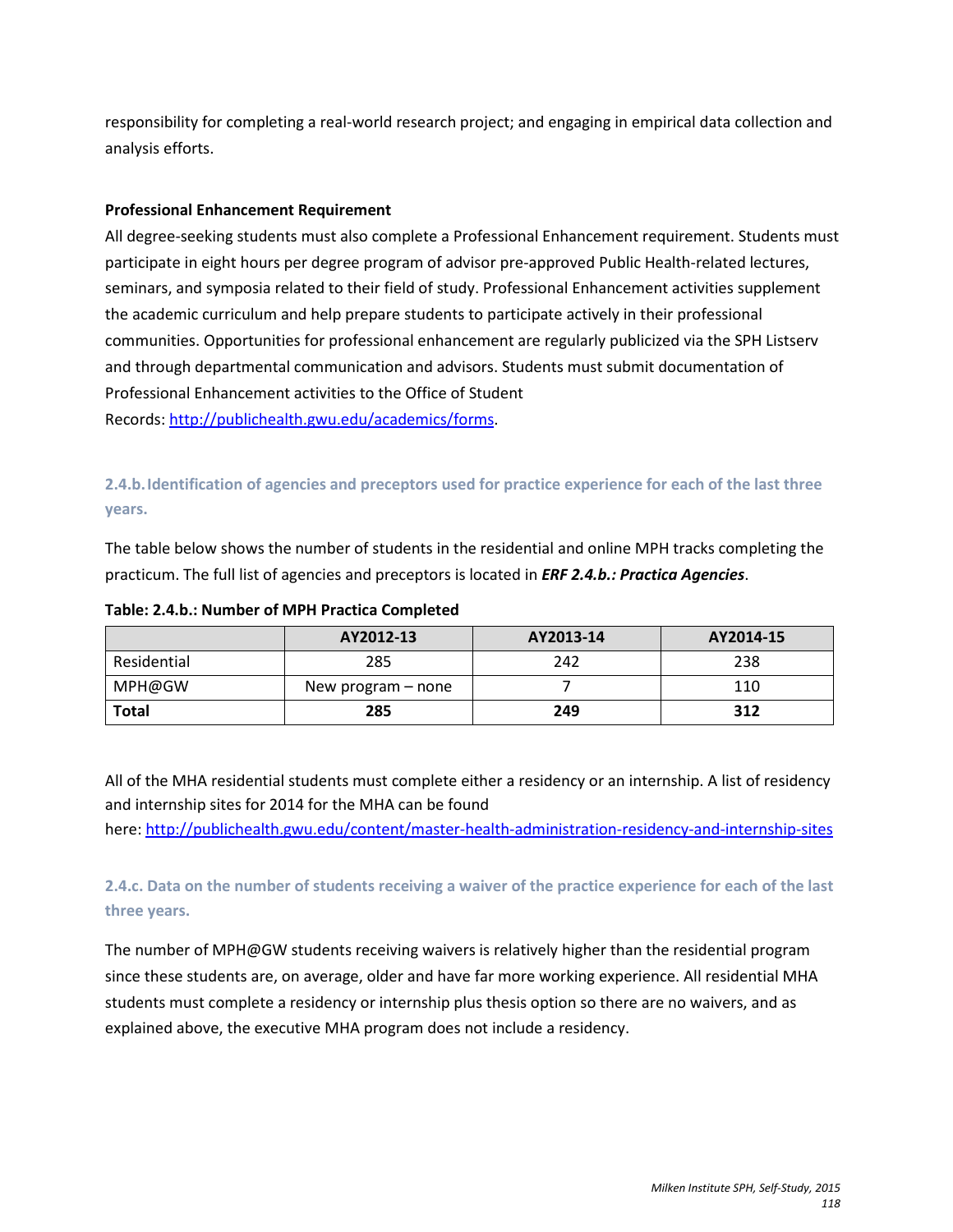responsibility for completing a real-world research project; and engaging in empirical data collection and analysis efforts.

**Professional Enhancement Requirement**

All degree-seeking students must also complete a Professional Enhancement requirement. Students must participate in eight hours per degree program of advisor pre-approved Public Health-related lectures, seminars, and symposia related to their field of study. Professional Enhancement activities supplement the academic curriculum and help prepare students to participate actively in their professional communities. Opportunities for professional enhancement are regularly publicized via the SPH Listserv and through departmental communication and advisors. Students must submit documentation of Professional Enhancement activities to the Office of Student Records: http://publichealth.gwu.edu/academics/forms.

### 2.4.b. Identification of agencies and preceptors used for practice experience for each of the last three years.

The table below shows the number of students in the residential and online MPH tracks completing the practicum. The full list of agencies and preceptors is located in ***ERF 2.4.b.: Practica Agencies***.

**Table: 2.4.b.: Number of MPH Practica Completed**

| | AY2012-13 | AY2013-14 | AY2014-15 |
|---|---|---|---|
| Residential | 285 | 242 | 238 |
| MPH@GW | New program – none | 7 | 110 |
| **Total** | **285** | **249** | **312** |

All of the MHA residential students must complete either a residency or an internship. A list of residency and internship sites for 2014 for the MHA can be found here: http://publichealth.gwu.edu/content/master-health-administration-residency-and-internship-sites

### 2.4.c. Data on the number of students receiving a waiver of the practice experience for each of the last three years.

The number of MPH@GW students receiving waivers is relatively higher than the residential program since these students are, on average, older and have far more working experience. All residential MHA students must complete a residency or internship plus thesis option so there are no waivers, and as explained above, the executive MHA program does not include a residency.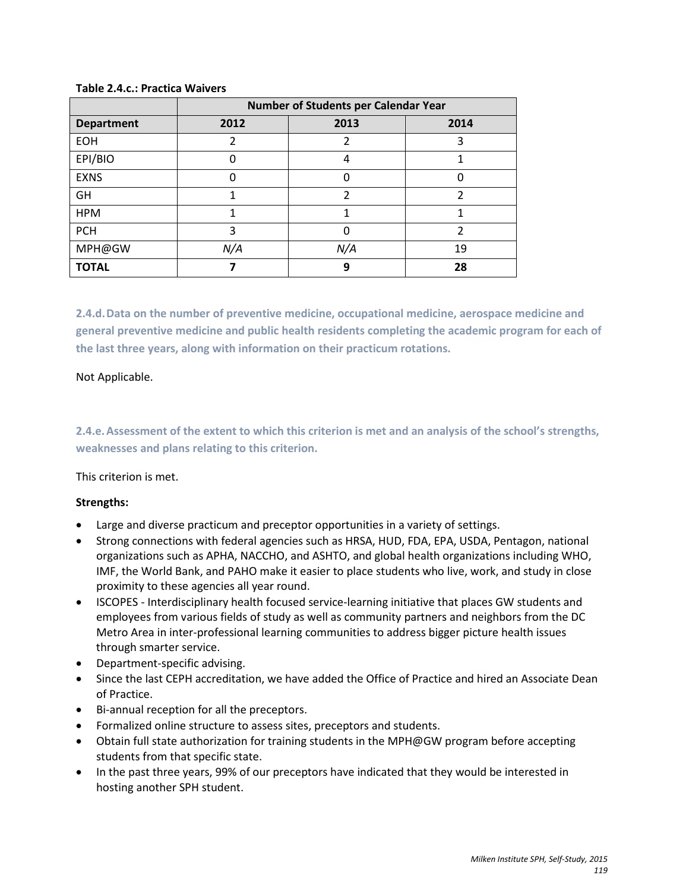**Table 2.4.c.: Practica Waivers**

| | Number of Students per Calendar Year | | |
|---|---|---|---|
| **Department** | **2012** | **2013** | **2014** |
| EOH | 2 | 2 | 3 |
| EPI/BIO | 0 | 4 | 1 |
| EXNS | 0 | 0 | 0 |
| GH | 1 | 2 | 2 |
| HPM | 1 | 1 | 1 |
| PCH | 3 | 0 | 2 |
| MPH@GW | *N/A* | *N/A* | 19 |
| **TOTAL** | **7** | **9** | **28** |

### 2.4.d. Data on the number of preventive medicine, occupational medicine, aerospace medicine and general preventive medicine and public health residents completing the academic program for each of the last three years, along with information on their practicum rotations.

Not Applicable.

### 2.4.e. Assessment of the extent to which this criterion is met and an analysis of the school's strengths, weaknesses and plans relating to this criterion.

This criterion is met.

**Strengths:**

- Large and diverse practicum and preceptor opportunities in a variety of settings.
- Strong connections with federal agencies such as HRSA, HUD, FDA, EPA, USDA, Pentagon, national organizations such as APHA, NACCHO, and ASHTO, and global health organizations including WHO, IMF, the World Bank, and PAHO make it easier to place students who live, work, and study in close proximity to these agencies all year round.
- ISCOPES - Interdisciplinary health focused service-learning initiative that places GW students and employees from various fields of study as well as community partners and neighbors from the DC Metro Area in inter-professional learning communities to address bigger picture health issues through smarter service.
- Department-specific advising.
- Since the last CEPH accreditation, we have added the Office of Practice and hired an Associate Dean of Practice.
- Bi-annual reception for all the preceptors.
- Formalized online structure to assess sites, preceptors and students.
- Obtain full state authorization for training students in the MPH@GW program before accepting students from that specific state.
- In the past three years, 99% of our preceptors have indicated that they would be interested in hosting another SPH student.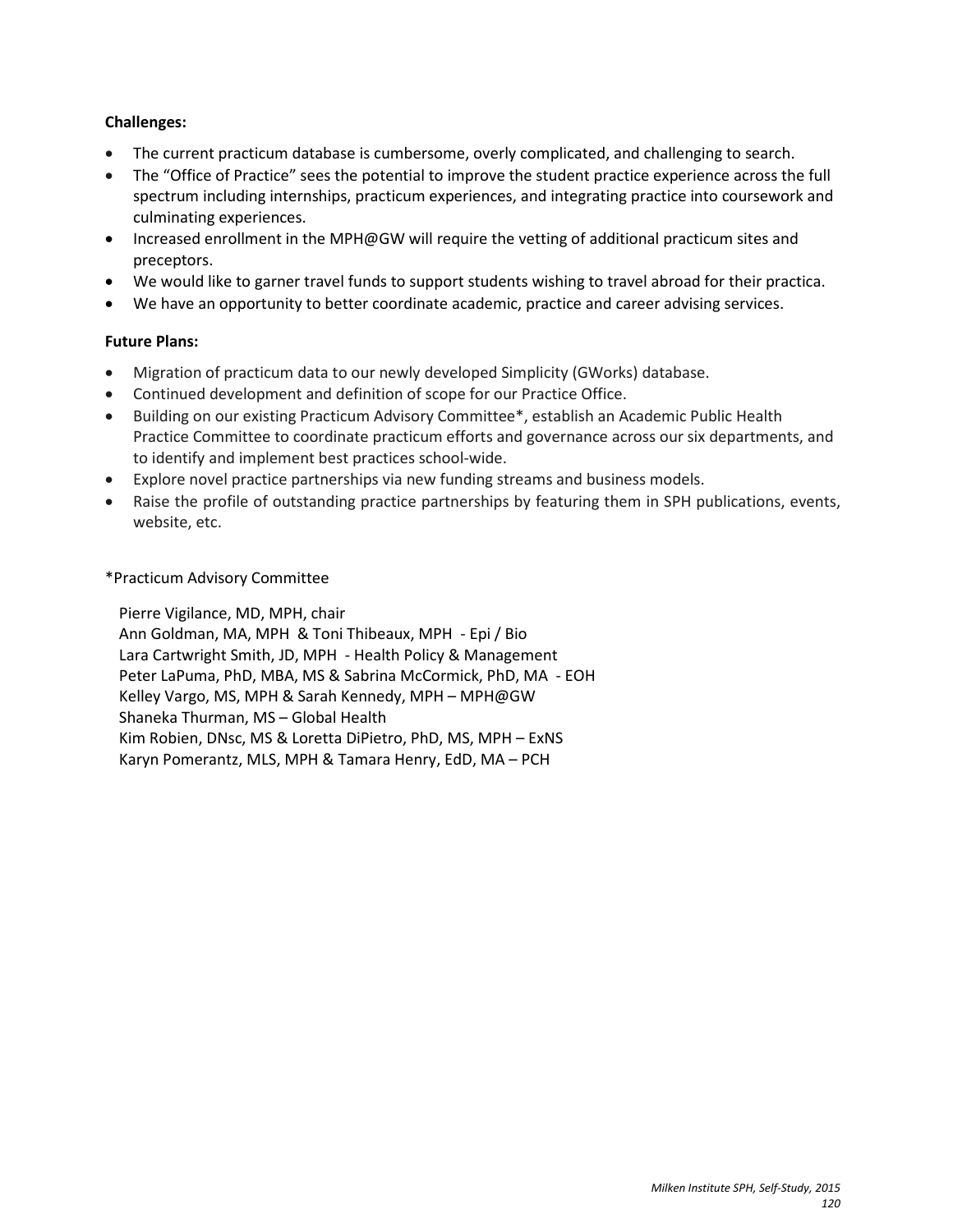**Challenges:**

- The current practicum database is cumbersome, overly complicated, and challenging to search.
- The "Office of Practice" sees the potential to improve the student practice experience across the full spectrum including internships, practicum experiences, and integrating practice into coursework and culminating experiences.
- Increased enrollment in the MPH@GW will require the vetting of additional practicum sites and preceptors.
- We would like to garner travel funds to support students wishing to travel abroad for their practica.
- We have an opportunity to better coordinate academic, practice and career advising services.

**Future Plans:**

- Migration of practicum data to our newly developed Simplicity (GWorks) database.
- Continued development and definition of scope for our Practice Office.
- Building on our existing Practicum Advisory Committee*, establish an Academic Public Health Practice Committee to coordinate practicum efforts and governance across our six departments, and to identify and implement best practices school-wide.
- Explore novel practice partnerships via new funding streams and business models.
- Raise the profile of outstanding practice partnerships by featuring them in SPH publications, events, website, etc.

*Practicum Advisory Committee

Pierre Vigilance, MD, MPH, chair
Ann Goldman, MA, MPH & Toni Thibeaux, MPH - Epi / Bio
Lara Cartwright Smith, JD, MPH - Health Policy & Management
Peter LaPuma, PhD, MBA, MS & Sabrina McCormick, PhD, MA - EOH
Kelley Vargo, MS, MPH & Sarah Kennedy, MPH – MPH@GW
Shaneka Thurman, MS – Global Health
Kim Robien, DNsc, MS & Loretta DiPietro, PhD, MS, MPH – ExNS
Karyn Pomerantz, MLS, MPH & Tamara Henry, EdD, MA – PCH